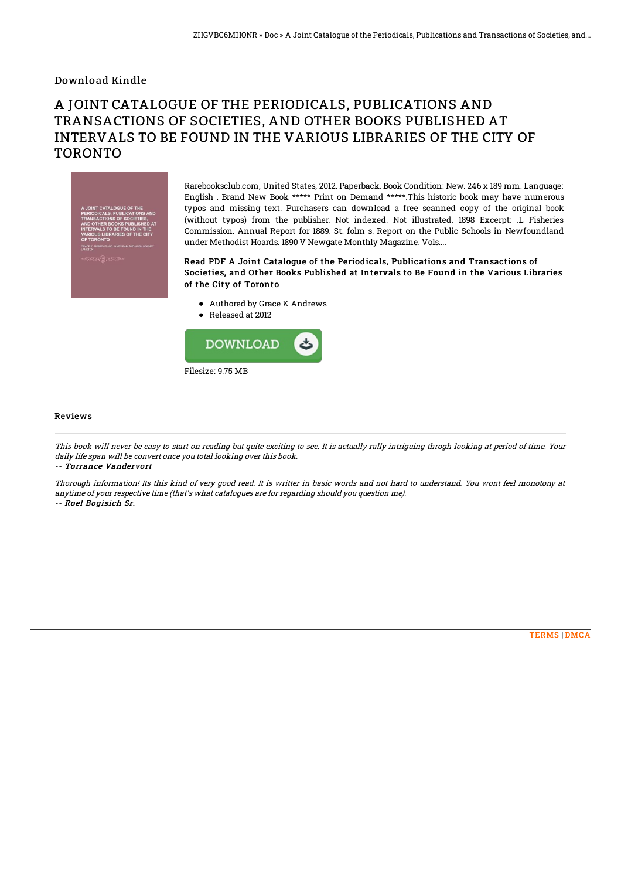Download Kindle

# A JOINT CATALOGUE OF THE PERIODICALS, PUBLICATIONS AND TRANSACTIONS OF SOCIETIES, AND OTHER BOOKS PUBLISHED AT INTERVALS TO BE FOUND IN THE VARIOUS LIBRARIES OF THE CITY OF TORONTO

Rarebooksclub.com, United States, 2012. Paperback. Book Condition: New. 246 x 189 mm. Language: English . Brand New Book ***** Print on Demand *****.This historic book may have numerous typos and missing text. Purchasers can download a free scanned copy of the original book (without typos) from the publisher. Not indexed. Not illustrated. 1898 Excerpt: .L Fisheries Commission. Annual Report for 1889. St. folm s. Report on the Public Schools in Newfoundland under Methodist Hoards. 1890 V Newgate Monthly Magazine. Vols....

**Read PDF A Joint Catalogue of the Periodicals, Publications and Transactions of Societies, and Other Books Published at Intervals to Be Found in the Various Libraries of the City of Toronto**

- Authored by Grace K Andrews
- Released at 2012

Filesize: 9.75 MB

## Reviews

*This book will never be easy to start on reading but quite exciting to see. It is actually rally intriguing throgh looking at period of time. Your daily life span will be convert once you total looking over this book.*

-- *Torrance Vandervort*

*Thorough information! Its this kind of very good read. It is writter in basic words and not hard to understand. You wont feel monotony at anytime of your respective time (that's what catalogues are for regarding should you question me).*

-- *Roel Bogisich Sr.*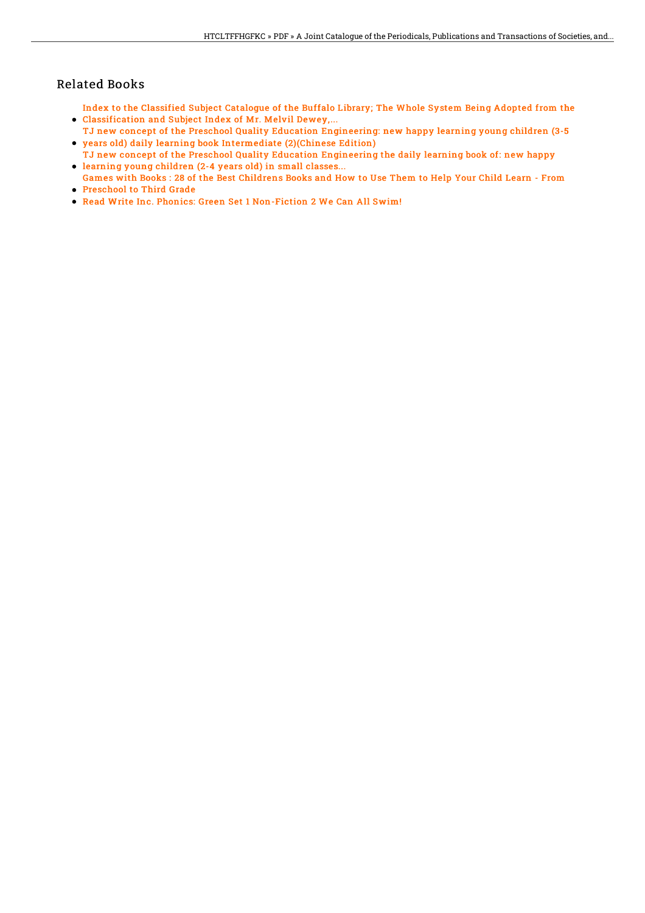## Related Books

- Index to the Classified Subject Catalogue of the Buffalo Library; The Whole System Being Adopted from the Classification and Subject Index of Mr. Melvil Dewey,...
- TJ new concept of the Preschool Quality Education Engineering: new happy learning young children (3-5 years old) daily learning book Intermediate (2)(Chinese Edition)
- TJ new concept of the Preschool Quality Education Engineering the daily learning book of: new happy learning young children (2-4 years old) in small classes...
- Games with Books : 28 of the Best Childrens Books and How to Use Them to Help Your Child Learn - From Preschool to Third Grade
- Read Write Inc. Phonics: Green Set 1 Non-Fiction 2 We Can All Swim!